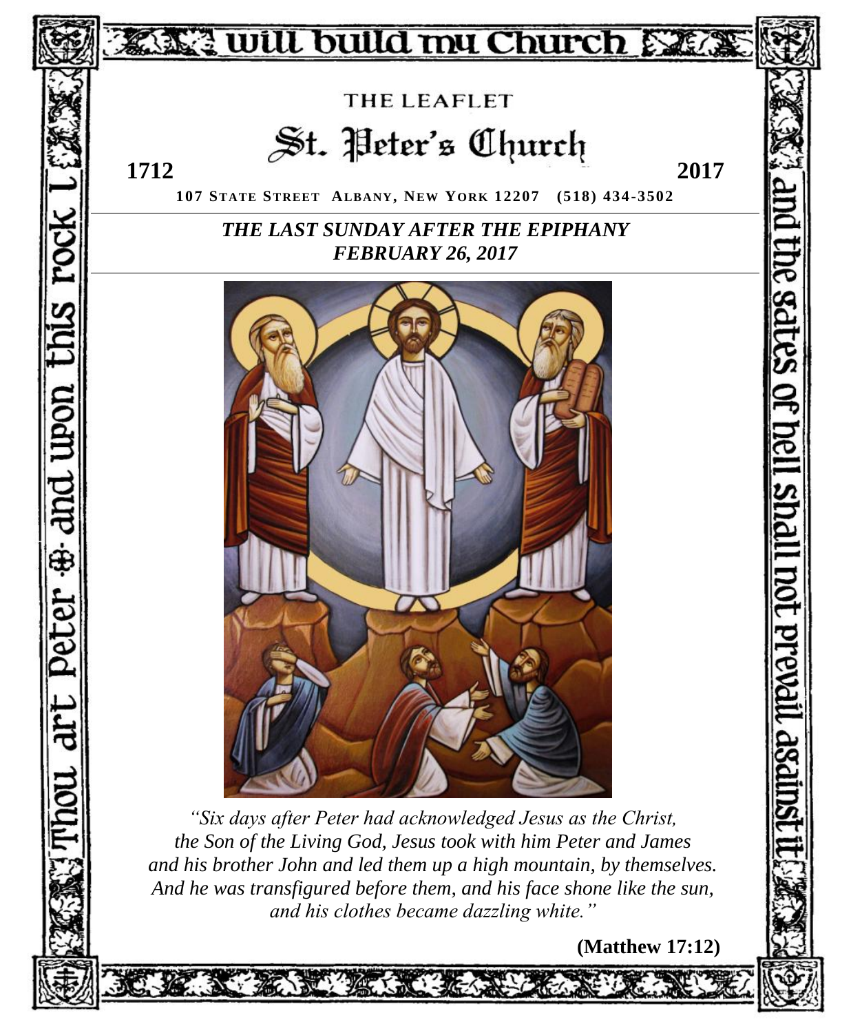I will build my Church

Thou art Peter and upon this rock I

and the gates of hell shall not prevail against it

THE LEAFLET

# St. Peter's Church

**1712** **2017**

**107 STATE STREET ALBANY, NEW YORK 12207 (518) 434-3502**

***THE LAST SUNDAY AFTER THE EPIPHANY***
***FEBRUARY 26, 2017***

*"Six days after Peter had acknowledged Jesus as the Christ, the Son of the Living God, Jesus took with him Peter and James and his brother John and led them up a high mountain, by themselves. And he was transfigured before them, and his face shone like the sun, and his clothes became dazzling white."*

**(Matthew 17:12)**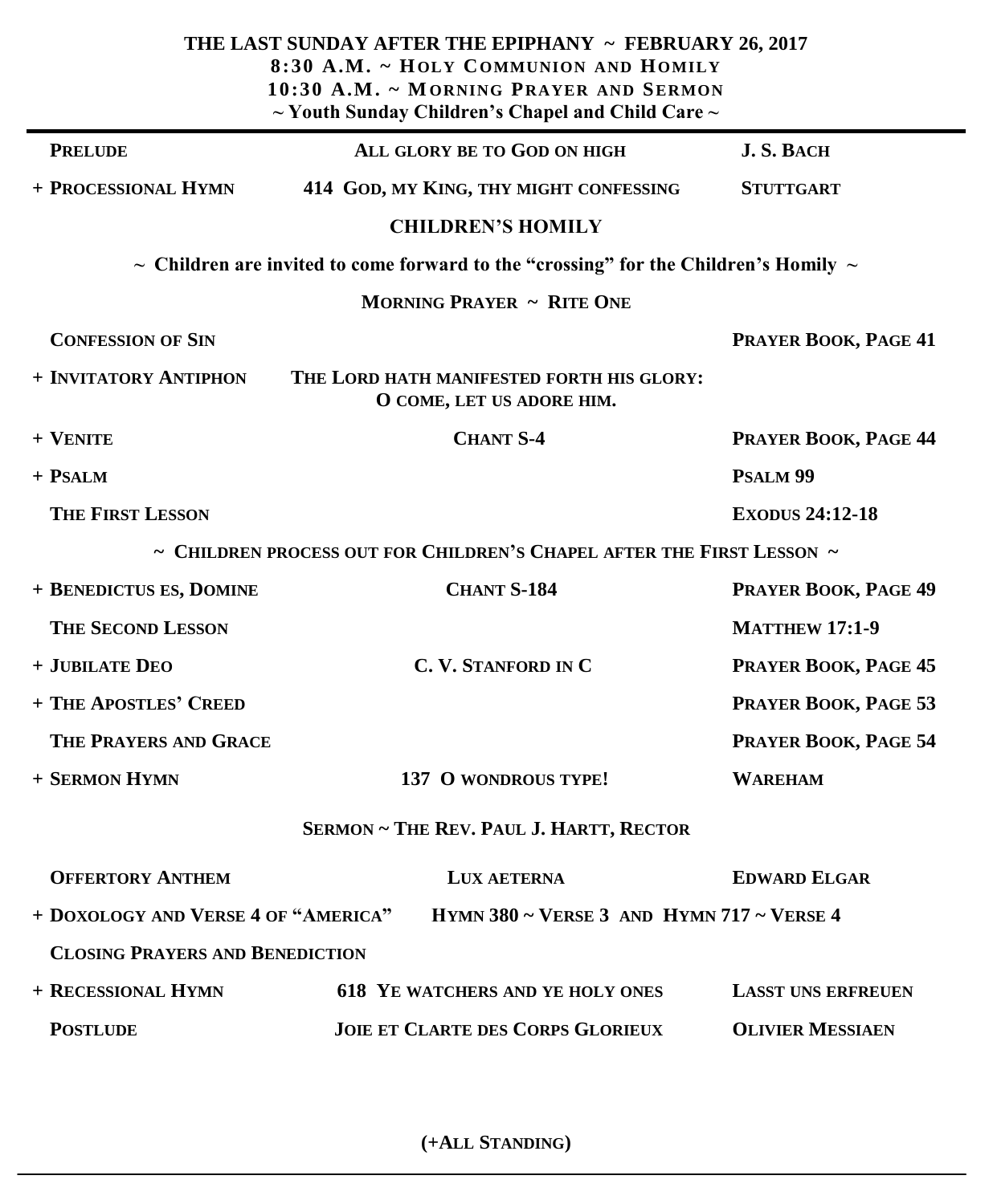## THE LAST SUNDAY AFTER THE EPIPHANY ~ FEBRUARY 26, 2017

**8:30 A.M. ~ HOLY COMMUNION AND HOMILY**
**10:30 A.M. ~ MORNING PRAYER AND SERMON**
**~ Youth Sunday Children's Chapel and Child Care ~**

| | | |
|---|---|---|
| **PRELUDE** | **ALL GLORY BE TO GOD ON HIGH** | **J. S. BACH** |
| **+ PROCESSIONAL HYMN** | **414 GOD, MY KING, THY MIGHT CONFESSING** | **STUTTGART** |

### CHILDREN'S HOMILY

**~ Children are invited to come forward to the "crossing" for the Children's Homily ~**

### MORNING PRAYER ~ RITE ONE

| | | |
|---|---|---|
| **CONFESSION OF SIN** | | **PRAYER BOOK, PAGE 41** |
| **+ INVITATORY ANTIPHON** | **THE LORD HATH MANIFESTED FORTH HIS GLORY: O COME, LET US ADORE HIM.** | |
| **+ VENITE** | **CHANT S-4** | **PRAYER BOOK, PAGE 44** |
| **+ PSALM** | | **PSALM 99** |
| **THE FIRST LESSON** | | **EXODUS 24:12-18** |

**~ CHILDREN PROCESS OUT FOR CHILDREN'S CHAPEL AFTER THE FIRST LESSON ~**

| | | |
|---|---|---|
| **+ BENEDICTUS ES, DOMINE** | **CHANT S-184** | **PRAYER BOOK, PAGE 49** |
| **THE SECOND LESSON** | | **MATTHEW 17:1-9** |
| **+ JUBILATE DEO** | **C. V. STANFORD IN C** | **PRAYER BOOK, PAGE 45** |
| **+ THE APOSTLES' CREED** | | **PRAYER BOOK, PAGE 53** |
| **THE PRAYERS AND GRACE** | | **PRAYER BOOK, PAGE 54** |
| **+ SERMON HYMN** | **137 O WONDROUS TYPE!** | **WAREHAM** |

**SERMON ~ THE REV. PAUL J. HARTT, RECTOR**

| | | |
|---|---|---|
| **OFFERTORY ANTHEM** | **LUX AETERNA** | **EDWARD ELGAR** |
| **+ DOXOLOGY AND VERSE 4 OF "AMERICA"** | **HYMN 380 ~ VERSE 3 AND HYMN 717 ~ VERSE 4** | |
| **CLOSING PRAYERS AND BENEDICTION** | | |
| **+ RECESSIONAL HYMN** | **618 YE WATCHERS AND YE HOLY ONES** | **LASST UNS ERFREUEN** |
| **POSTLUDE** | **JOIE ET CLARTE DES CORPS GLORIEUX** | **OLIVIER MESSIAEN** |

**(+ALL STANDING)**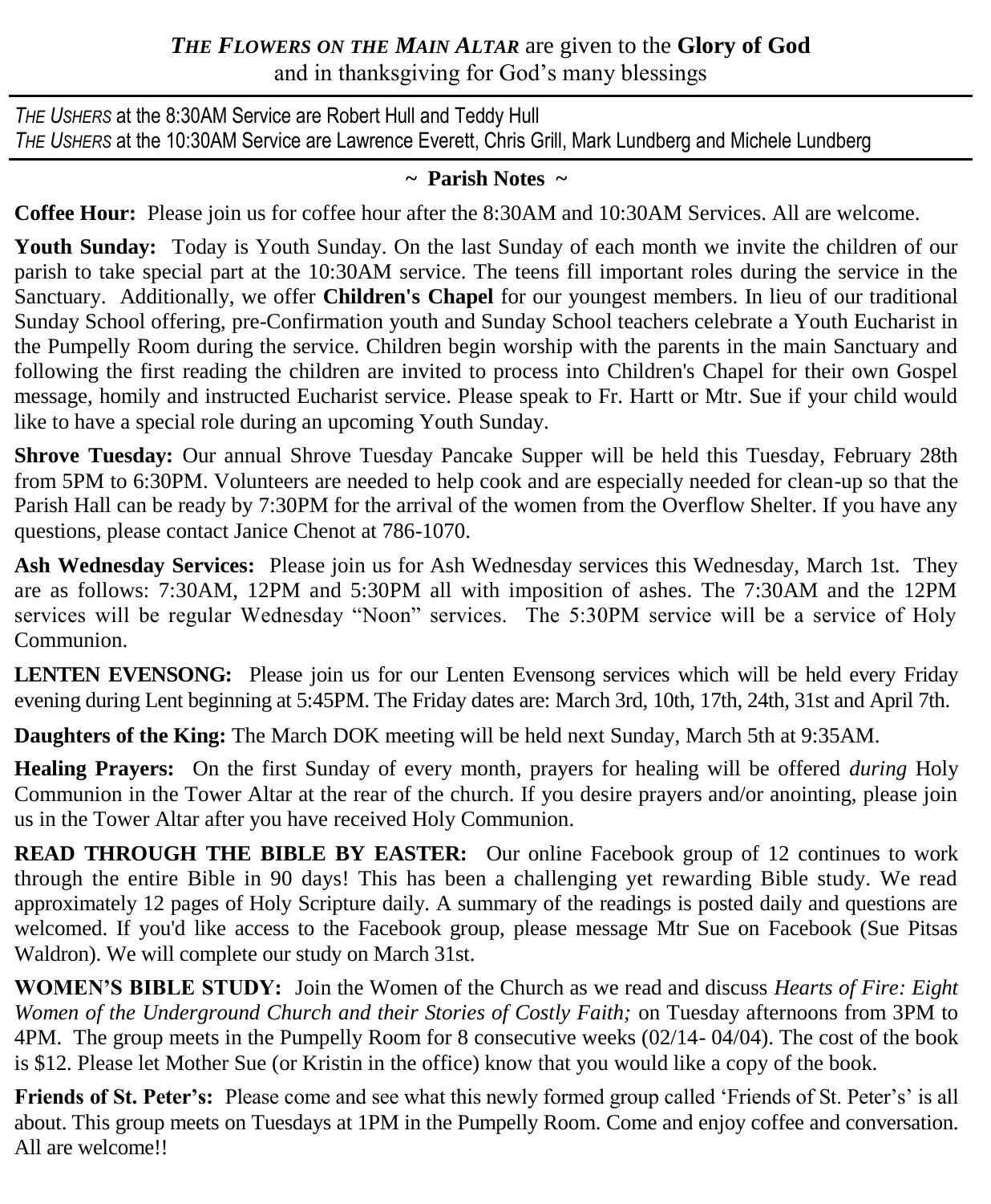***THE FLOWERS ON THE MAIN ALTAR*** are given to the **Glory of God** and in thanksgiving for God's many blessings

*THE USHERS* at the 8:30AM Service are Robert Hull and Teddy Hull
*THE USHERS* at the 10:30AM Service are Lawrence Everett, Chris Grill, Mark Lundberg and Michele Lundberg

## ~ Parish Notes ~

**Coffee Hour:** Please join us for coffee hour after the 8:30AM and 10:30AM Services. All are welcome.

**Youth Sunday:** Today is Youth Sunday. On the last Sunday of each month we invite the children of our parish to take special part at the 10:30AM service. The teens fill important roles during the service in the Sanctuary. Additionally, we offer **Children's Chapel** for our youngest members. In lieu of our traditional Sunday School offering, pre-Confirmation youth and Sunday School teachers celebrate a Youth Eucharist in the Pumpelly Room during the service. Children begin worship with the parents in the main Sanctuary and following the first reading the children are invited to process into Children's Chapel for their own Gospel message, homily and instructed Eucharist service. Please speak to Fr. Hartt or Mtr. Sue if your child would like to have a special role during an upcoming Youth Sunday.

**Shrove Tuesday:** Our annual Shrove Tuesday Pancake Supper will be held this Tuesday, February 28th from 5PM to 6:30PM. Volunteers are needed to help cook and are especially needed for clean-up so that the Parish Hall can be ready by 7:30PM for the arrival of the women from the Overflow Shelter. If you have any questions, please contact Janice Chenot at 786-1070.

**Ash Wednesday Services:** Please join us for Ash Wednesday services this Wednesday, March 1st. They are as follows: 7:30AM, 12PM and 5:30PM all with imposition of ashes. The 7:30AM and the 12PM services will be regular Wednesday "Noon" services. The 5:30PM service will be a service of Holy Communion.

**LENTEN EVENSONG:** Please join us for our Lenten Evensong services which will be held every Friday evening during Lent beginning at 5:45PM. The Friday dates are: March 3rd, 10th, 17th, 24th, 31st and April 7th.

**Daughters of the King:** The March DOK meeting will be held next Sunday, March 5th at 9:35AM.

**Healing Prayers:** On the first Sunday of every month, prayers for healing will be offered *during* Holy Communion in the Tower Altar at the rear of the church. If you desire prayers and/or anointing, please join us in the Tower Altar after you have received Holy Communion.

**READ THROUGH THE BIBLE BY EASTER:** Our online Facebook group of 12 continues to work through the entire Bible in 90 days! This has been a challenging yet rewarding Bible study. We read approximately 12 pages of Holy Scripture daily. A summary of the readings is posted daily and questions are welcomed. If you'd like access to the Facebook group, please message Mtr Sue on Facebook (Sue Pitsas Waldron). We will complete our study on March 31st.

**WOMEN'S BIBLE STUDY:** Join the Women of the Church as we read and discuss *Hearts of Fire: Eight Women of the Underground Church and their Stories of Costly Faith;* on Tuesday afternoons from 3PM to 4PM. The group meets in the Pumpelly Room for 8 consecutive weeks (02/14- 04/04). The cost of the book is $12. Please let Mother Sue (or Kristin in the office) know that you would like a copy of the book.

**Friends of St. Peter's:** Please come and see what this newly formed group called 'Friends of St. Peter's' is all about. This group meets on Tuesdays at 1PM in the Pumpelly Room. Come and enjoy coffee and conversation. All are welcome!!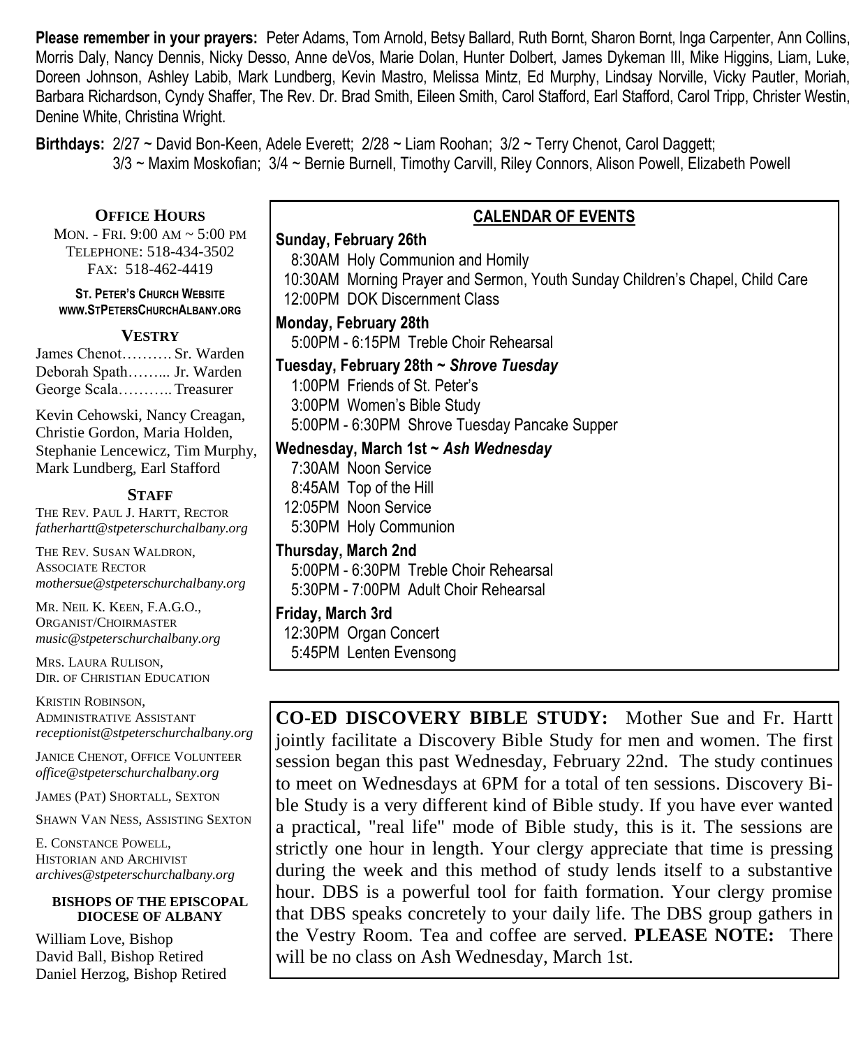**Please remember in your prayers:** Peter Adams, Tom Arnold, Betsy Ballard, Ruth Bornt, Sharon Bornt, Inga Carpenter, Ann Collins, Morris Daly, Nancy Dennis, Nicky Desso, Anne deVos, Marie Dolan, Hunter Dolbert, James Dykeman III, Mike Higgins, Liam, Luke, Doreen Johnson, Ashley Labib, Mark Lundberg, Kevin Mastro, Melissa Mintz, Ed Murphy, Lindsay Norville, Vicky Pautler, Moriah, Barbara Richardson, Cyndy Shaffer, The Rev. Dr. Brad Smith, Eileen Smith, Carol Stafford, Earl Stafford, Carol Tripp, Christer Westin, Denine White, Christina Wright.

**Birthdays:** 2/27 ~ David Bon-Keen, Adele Everett; 2/28 ~ Liam Roohan; 3/2 ~ Terry Chenot, Carol Daggett; 3/3 ~ Maxim Moskofian; 3/4 ~ Bernie Burnell, Timothy Carvill, Riley Connors, Alison Powell, Elizabeth Powell

**OFFICE HOURS**

MON. - FRI. 9:00 AM ~ 5:00 PM
TELEPHONE: 518-434-3502
FAX: 518-462-4419

**ST. PETER'S CHURCH WEBSITE**
**WWW.STPETERSCHURCHALBANY.ORG**

**VESTRY**

James Chenot………. Sr. Warden
Deborah Spath……... Jr. Warden
George Scala……….. Treasurer

Kevin Cehowski, Nancy Creagan, Christie Gordon, Maria Holden, Stephanie Lencewicz, Tim Murphy, Mark Lundberg, Earl Stafford

**STAFF**

THE REV. PAUL J. HARTT, RECTOR
*fatherhartt@stpeterschurchalbany.org*

THE REV. SUSAN WALDRON, ASSOCIATE RECTOR
*mothersue@stpeterschurchalbany.org*

MR. NEIL K. KEEN, F.A.G.O., ORGANIST/CHOIRMASTER
*music@stpeterschurchalbany.org*

MRS. LAURA RULISON, DIR. OF CHRISTIAN EDUCATION

KRISTIN ROBINSON, ADMINISTRATIVE ASSISTANT
*receptionist@stpeterschurchalbany.org*

JANICE CHENOT, OFFICE VOLUNTEER
*office@stpeterschurchalbany.org*

JAMES (PAT) SHORTALL, SEXTON

SHAWN VAN NESS, ASSISTING SEXTON

E. CONSTANCE POWELL, HISTORIAN AND ARCHIVIST
*archives@stpeterschurchalbany.org*

**BISHOPS OF THE EPISCOPAL DIOCESE OF ALBANY**

William Love, Bishop
David Ball, Bishop Retired
Daniel Herzog, Bishop Retired

## CALENDAR OF EVENTS

**Sunday, February 26th**
8:30AM Holy Communion and Homily
10:30AM Morning Prayer and Sermon, Youth Sunday Children's Chapel, Child Care
12:00PM DOK Discernment Class

**Monday, February 28th**
5:00PM - 6:15PM Treble Choir Rehearsal

**Tuesday, February 28th ~ *Shrove Tuesday***
1:00PM Friends of St. Peter's
3:00PM Women's Bible Study
5:00PM - 6:30PM Shrove Tuesday Pancake Supper

**Wednesday, March 1st ~ *Ash Wednesday***
7:30AM Noon Service
8:45AM Top of the Hill
12:05PM Noon Service
5:30PM Holy Communion

**Thursday, March 2nd**
5:00PM - 6:30PM Treble Choir Rehearsal
5:30PM - 7:00PM Adult Choir Rehearsal

**Friday, March 3rd**
12:30PM Organ Concert
5:45PM Lenten Evensong

**CO-ED DISCOVERY BIBLE STUDY:** Mother Sue and Fr. Hartt jointly facilitate a Discovery Bible Study for men and women. The first session began this past Wednesday, February 22nd. The study continues to meet on Wednesdays at 6PM for a total of ten sessions. Discovery Bible Study is a very different kind of Bible study. If you have ever wanted a practical, "real life" mode of Bible study, this is it. The sessions are strictly one hour in length. Your clergy appreciate that time is pressing during the week and this method of study lends itself to a substantive hour. DBS is a powerful tool for faith formation. Your clergy promise that DBS speaks concretely to your daily life. The DBS group gathers in the Vestry Room. Tea and coffee are served. **PLEASE NOTE:** There will be no class on Ash Wednesday, March 1st.